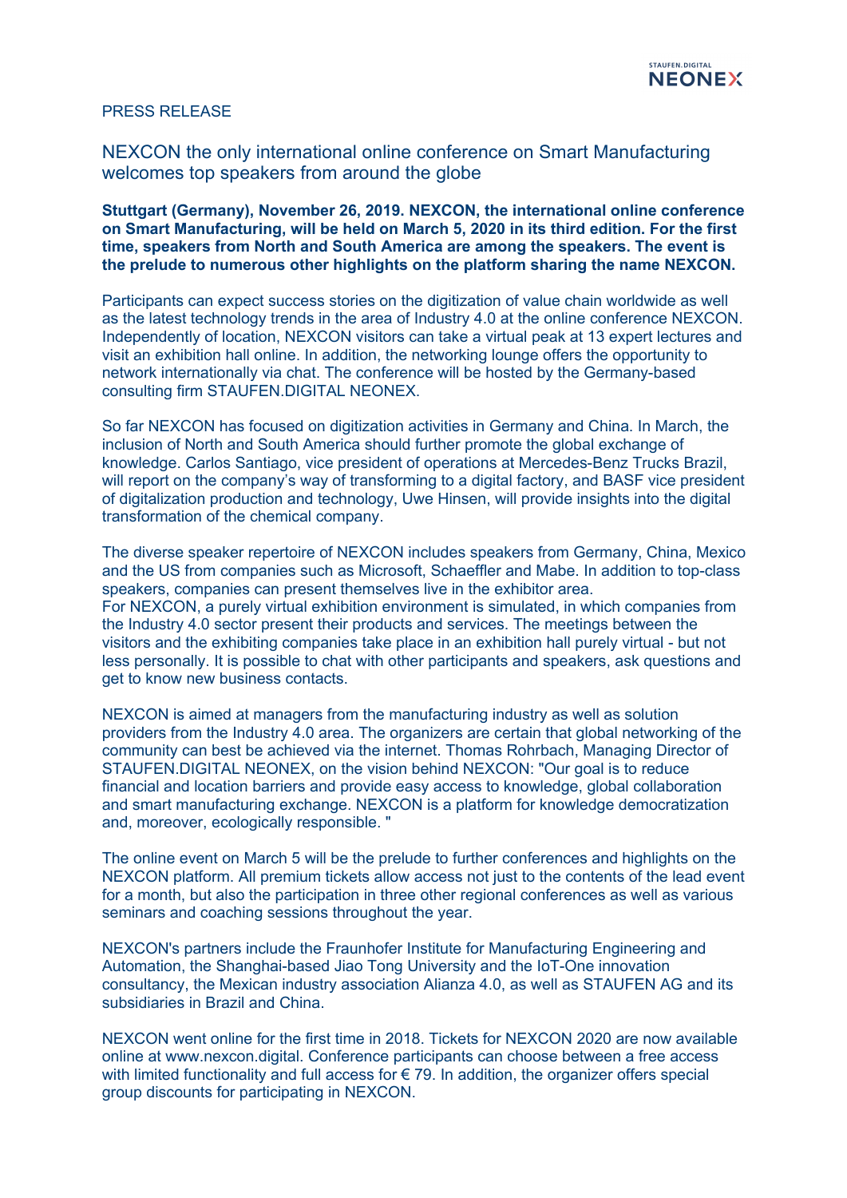PRESS RELEASE

# NEXCON the only international online conference on Smart Manufacturing welcomes top speakers from around the globe

**Stuttgart (Germany), November 26, 2019. NEXCON, the international online conference on Smart Manufacturing, will be held on March 5, 2020 in its third edition. For the first time, speakers from North and South America are among the speakers. The event is the prelude to numerous other highlights on the platform sharing the name NEXCON.**

Participants can expect success stories on the digitization of value chain worldwide as well as the latest technology trends in the area of Industry 4.0 at the online conference NEXCON. Independently of location, NEXCON visitors can take a virtual peak at 13 expert lectures and visit an exhibition hall online. In addition, the networking lounge offers the opportunity to network internationally via chat. The conference will be hosted by the Germany-based consulting firm STAUFEN.DIGITAL NEONEX.

So far NEXCON has focused on digitization activities in Germany and China. In March, the inclusion of North and South America should further promote the global exchange of knowledge. Carlos Santiago, vice president of operations at Mercedes-Benz Trucks Brazil, will report on the company's way of transforming to a digital factory, and BASF vice president of digitalization production and technology, Uwe Hinsen, will provide insights into the digital transformation of the chemical company.

The diverse speaker repertoire of NEXCON includes speakers from Germany, China, Mexico and the US from companies such as Microsoft, Schaeffler and Mabe. In addition to top-class speakers, companies can present themselves live in the exhibitor area.
For NEXCON, a purely virtual exhibition environment is simulated, in which companies from the Industry 4.0 sector present their products and services. The meetings between the visitors and the exhibiting companies take place in an exhibition hall purely virtual - but not less personally. It is possible to chat with other participants and speakers, ask questions and get to know new business contacts.

NEXCON is aimed at managers from the manufacturing industry as well as solution providers from the Industry 4.0 area. The organizers are certain that global networking of the community can best be achieved via the internet. Thomas Rohrbach, Managing Director of STAUFEN.DIGITAL NEONEX, on the vision behind NEXCON: "Our goal is to reduce financial and location barriers and provide easy access to knowledge, global collaboration and smart manufacturing exchange. NEXCON is a platform for knowledge democratization and, moreover, ecologically responsible. "

The online event on March 5 will be the prelude to further conferences and highlights on the NEXCON platform. All premium tickets allow access not just to the contents of the lead event for a month, but also the participation in three other regional conferences as well as various seminars and coaching sessions throughout the year.

NEXCON's partners include the Fraunhofer Institute for Manufacturing Engineering and Automation, the Shanghai-based Jiao Tong University and the IoT-One innovation consultancy, the Mexican industry association Alianza 4.0, as well as STAUFEN AG and its subsidiaries in Brazil and China.

NEXCON went online for the first time in 2018. Tickets for NEXCON 2020 are now available online at www.nexcon.digital. Conference participants can choose between a free access with limited functionality and full access for € 79. In addition, the organizer offers special group discounts for participating in NEXCON.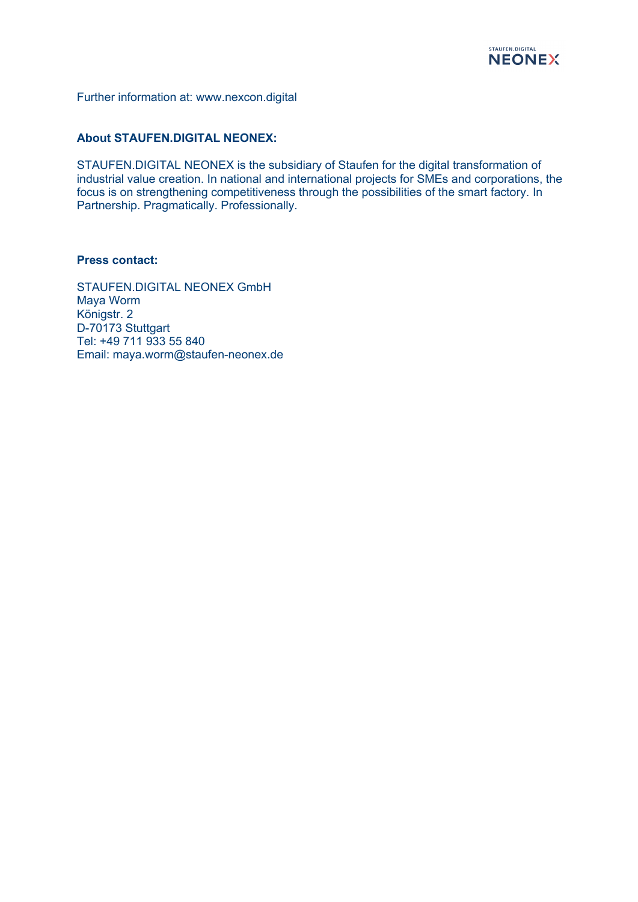Further information at: www.nexcon.digital

**About STAUFEN.DIGITAL NEONEX:**

STAUFEN.DIGITAL NEONEX is the subsidiary of Staufen for the digital transformation of industrial value creation. In national and international projects for SMEs and corporations, the focus is on strengthening competitiveness through the possibilities of the smart factory. In Partnership. Pragmatically. Professionally.

**Press contact:**

STAUFEN.DIGITAL NEONEX GmbH
Maya Worm
Königstr. 2
D-70173 Stuttgart
Tel: +49 711 933 55 840
Email: maya.worm@staufen-neonex.de